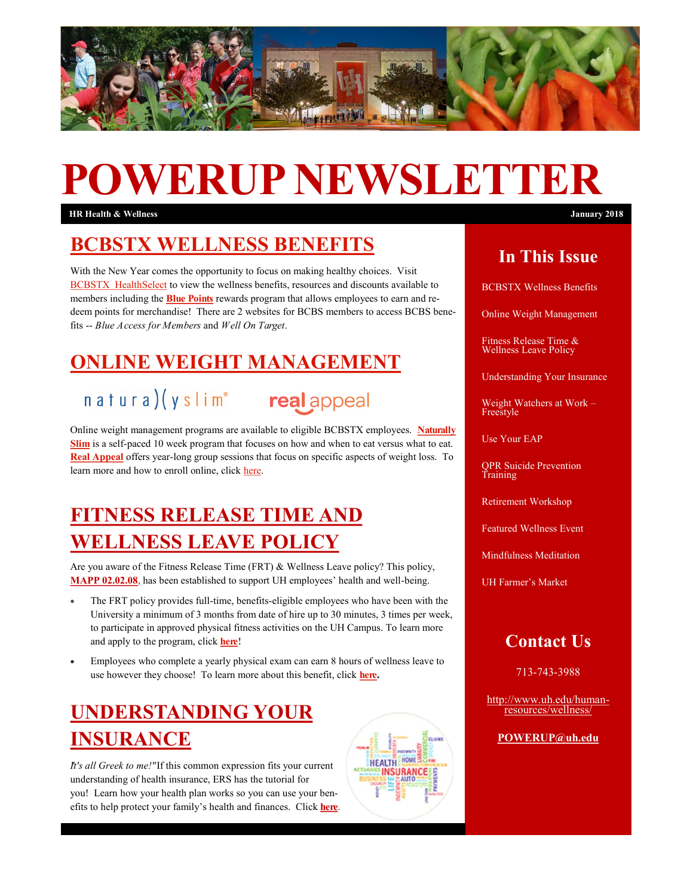# POWERUP NEWSLETTER

**HR Health & Wellness** **January 2018**

## BCBSTX WELLNESS BENEFITS

With the New Year comes the opportunity to focus on making healthy choices. Visit BCBSTX HealthSelect to view the wellness benefits, resources and discounts available to members including the **Blue Points** rewards program that allows employees to earn and redeem points for merchandise! There are 2 websites for BCBS members to access BCBS benefits -- *Blue Access for Members* and *Well On Target*.

## ONLINE WEIGHT MANAGEMENT

naturallyslim® real appeal

Online weight management programs are available to eligible BCBSTX employees. **Naturally Slim** is a self-paced 10 week program that focuses on how and when to eat versus what to eat. **Real Appeal** offers year-long group sessions that focus on specific aspects of weight loss. To learn more and how to enroll online, click here.

## FITNESS RELEASE TIME AND WELLNESS LEAVE POLICY

Are you aware of the Fitness Release Time (FRT) & Wellness Leave policy? This policy, **MAPP 02.02.08**, has been established to support UH employees' health and well-being.

- The FRT policy provides full-time, benefits-eligible employees who have been with the University a minimum of 3 months from date of hire up to 30 minutes, 3 times per week, to participate in approved physical fitness activities on the UH Campus. To learn more and apply to the program, click **here**!
- Employees who complete a yearly physical exam can earn 8 hours of wellness leave to use however they choose! To learn more about this benefit, click **here.**

## UNDERSTANDING YOUR INSURANCE

*It's all Greek to me!"* If this common expression fits your current understanding of health insurance, ERS has the tutorial for you! Learn how your health plan works so you can use your benefits to help protect your family's health and finances. Click **here**.

## In This Issue

- BCBSTX Wellness Benefits
- Online Weight Management
- Fitness Release Time & Wellness Leave Policy
- Understanding Your Insurance
- Weight Watchers at Work – Freestyle
- Use Your EAP
- QPR Suicide Prevention Training
- Retirement Workshop
- Featured Wellness Event
- Mindfulness Meditation
- UH Farmer's Market

## Contact Us

713-743-3988

http://www.uh.edu/human-resources/wellness/

**POWERUP@uh.edu**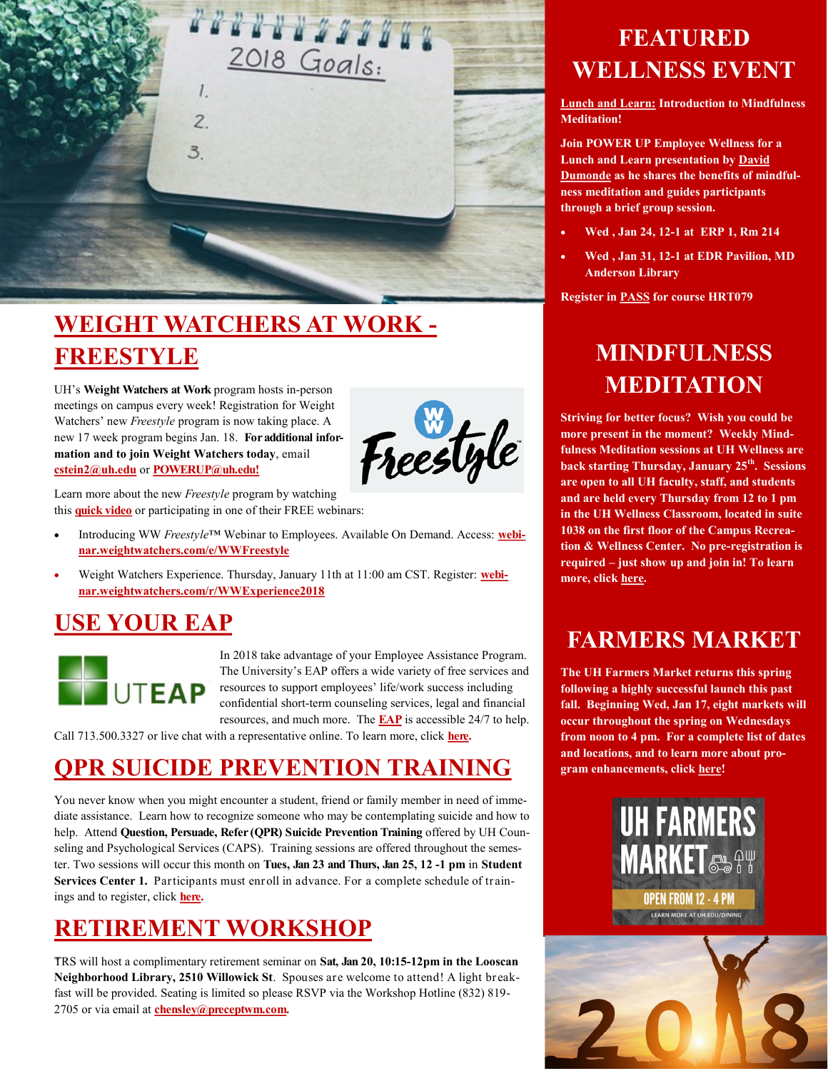## WEIGHT WATCHERS AT WORK - FREESTYLE

UH's **Weight Watchers at Work** program hosts in-person meetings on campus every week! Registration for Weight Watchers' new *Freestyle* program is now taking place. A new 17 week program begins Jan. 18. **For additional information and to join Weight Watchers today**, email **cstein2@uh.edu** or **POWERUP@uh.edu!**

Learn more about the new *Freestyle* program by watching this **quick video** or participating in one of their FREE webinars:

- Introducing WW *Freestyle*™ Webinar to Employees. Available On Demand. Access: **webinar.weightwatchers.com/e/WWFreestyle**
- Weight Watchers Experience. Thursday, January 11th at 11:00 am CST. Register: **webinar.weightwatchers.com/r/WWExperience2018**

## USE YOUR EAP

In 2018 take advantage of your Employee Assistance Program. The University's EAP offers a wide variety of free services and resources to support employees' life/work success including confidential short-term counseling services, legal and financial resources, and much more. The **EAP** is accessible 24/7 to help. Call 713.500.3327 or live chat with a representative online. To learn more, click **here.**

## QPR SUICIDE PREVENTION TRAINING

You never know when you might encounter a student, friend or family member in need of immediate assistance. Learn how to recognize someone who may be contemplating suicide and how to help. Attend **Question, Persuade, Refer (QPR) Suicide Prevention Training** offered by UH Counseling and Psychological Services (CAPS). Training sessions are offered throughout the semester. Two sessions will occur this month on **Tues, Jan 23 and Thurs, Jan 25, 12 -1 pm** in **Student Services Center 1.** Participants must enroll in advance. For a complete schedule of trainings and to register, click **here.**

## RETIREMENT WORKSHOP

TRS will host a complimentary retirement seminar on **Sat, Jan 20, 10:15-12pm in the Looscan Neighborhood Library, 2510 Willowick St**. Spouses are welcome to attend! A light breakfast will be provided. Seating is limited so please RSVP via the Workshop Hotline (832) 819-2705 or via email at **chensley@preceptwm.com.**

## FEATURED WELLNESS EVENT

**Lunch and Learn: Introduction to Mindfulness Meditation!**

**Join POWER UP Employee Wellness for a Lunch and Learn presentation by David Dumonde as he shares the benefits of mindfulness meditation and guides participants through a brief group session.**

- **Wed , Jan 24, 12-1 at ERP 1, Rm 214**
- **Wed , Jan 31, 12-1 at EDR Pavilion, MD Anderson Library**

**Register in PASS for course HRT079**

## MINDFULNESS MEDITATION

**Striving for better focus? Wish you could be more present in the moment? Weekly Mindfulness Meditation sessions at UH Wellness are back starting Thursday, January 25th. Sessions are open to all UH faculty, staff, and students and are held every Thursday from 12 to 1 pm in the UH Wellness Classroom, located in suite 1038 on the first floor of the Campus Recreation & Wellness Center. No pre-registration is required – just show up and join in! To learn more, click here.**

## FARMERS MARKET

**The UH Farmers Market returns this spring following a highly successful launch this past fall. Beginning Wed, Jan 17, eight markets will occur throughout the spring on Wednesdays from noon to 4 pm. For a complete list of dates and locations, and to learn more about program enhancements, click here!**

UH FARMERS MARKET

OPEN FROM 12 - 4 PM

LEARN MORE AT UH.EDU/DINING